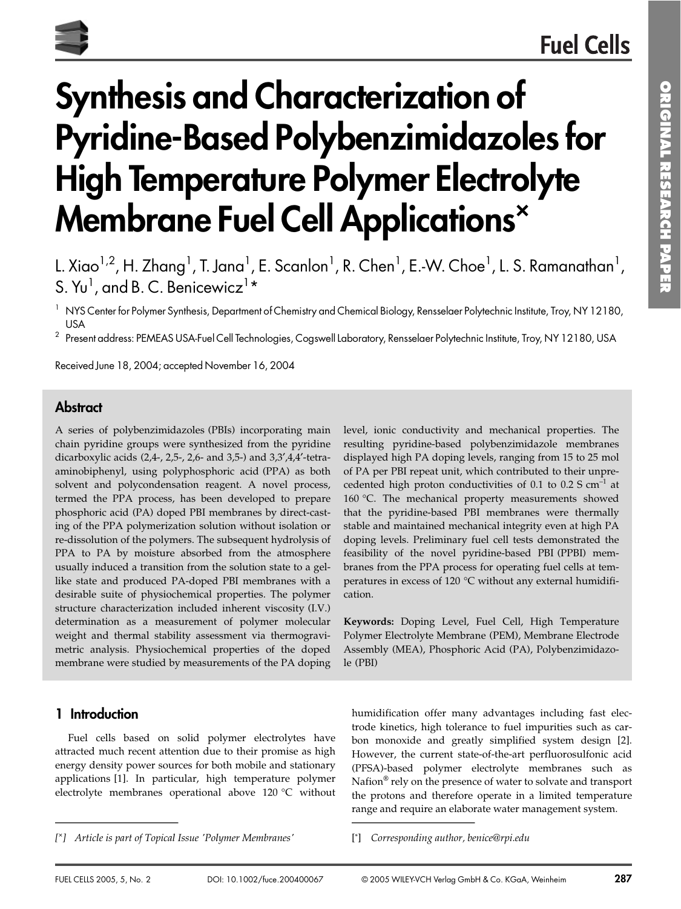# Synthesis and Characterization of Pyridine-Based Polybenzimidazoles for High Temperature Polymer Electrolyte Membrane Fuel Cell Applications[×]

L. Xiao[1,2], H. Zhang[1], T. Jana[1], E. Scanlon[1], R. Chen[1], E.-W. Choe[1], L. S. Ramanathan[1], S. Yu[1], and B. C. Benicewicz[1]*

[1] NYS Center for Polymer Synthesis, Department of Chemistry and Chemical Biology, Rensselaer Polytechnic Institute, Troy, NY 12180, USA

[2] Present address: PEMEAS USA-Fuel Cell Technologies, Cogswell Laboratory, Rensselaer Polytechnic Institute, Troy, NY 12180, USA

Received June 18, 2004; accepted November 16, 2004

## Abstract

A series of polybenzimidazoles (PBIs) incorporating main chain pyridine groups were synthesized from the pyridine dicarboxylic acids (2,4-, 2,5-, 2,6- and 3,5-) and 3,3′,4,4′-tetraaminobiphenyl, using polyphosphoric acid (PPA) as both solvent and polycondensation reagent. A novel process, termed the PPA process, has been developed to prepare phosphoric acid (PA) doped PBI membranes by direct-casting of the PPA polymerization solution without isolation or re-dissolution of the polymers. The subsequent hydrolysis of PPA to PA by moisture absorbed from the atmosphere usually induced a transition from the solution state to a gel-like state and produced PA-doped PBI membranes with a desirable suite of physiochemical properties. The polymer structure characterization included inherent viscosity (I.V.) determination as a measurement of polymer molecular weight and thermal stability assessment via thermogravimetric analysis. Physiochemical properties of the doped membrane were studied by measurements of the PA doping level, ionic conductivity and mechanical properties. The resulting pyridine-based polybenzimidazole membranes displayed high PA doping levels, ranging from 15 to 25 mol of PA per PBI repeat unit, which contributed to their unprecedented high proton conductivities of 0.1 to 0.2 S cm$^{-1}$ at 160 °C. The mechanical property measurements showed that the pyridine-based PBI membranes were thermally stable and maintained mechanical integrity even at high PA doping levels. Preliminary fuel cell tests demonstrated the feasibility of the novel pyridine-based PBI (PPBI) membranes from the PPA process for operating fuel cells at temperatures in excess of 120 °C without any external humidification.

**Keywords:** Doping Level, Fuel Cell, High Temperature Polymer Electrolyte Membrane (PEM), Membrane Electrode Assembly (MEA), Phosphoric Acid (PA), Polybenzimidazole (PBI)

## 1 Introduction

Fuel cells based on solid polymer electrolytes have attracted much recent attention due to their promise as high energy density power sources for both mobile and stationary applications [1]. In particular, high temperature polymer electrolyte membranes operational above 120 °C without humidification offer many advantages including fast electrode kinetics, high tolerance to fuel impurities such as carbon monoxide and greatly simplified system design [2]. However, the current state-of-the-art perfluorosulfonic acid (PFSA)-based polymer electrolyte membranes such as Nafion® rely on the presence of water to solvate and transport the protons and therefore operate in a limited temperature range and require an elaborate water management system.

[×] *Article is part of Topical Issue 'Polymer Membranes'*

[*] *Corresponding author, benice@rpi.edu*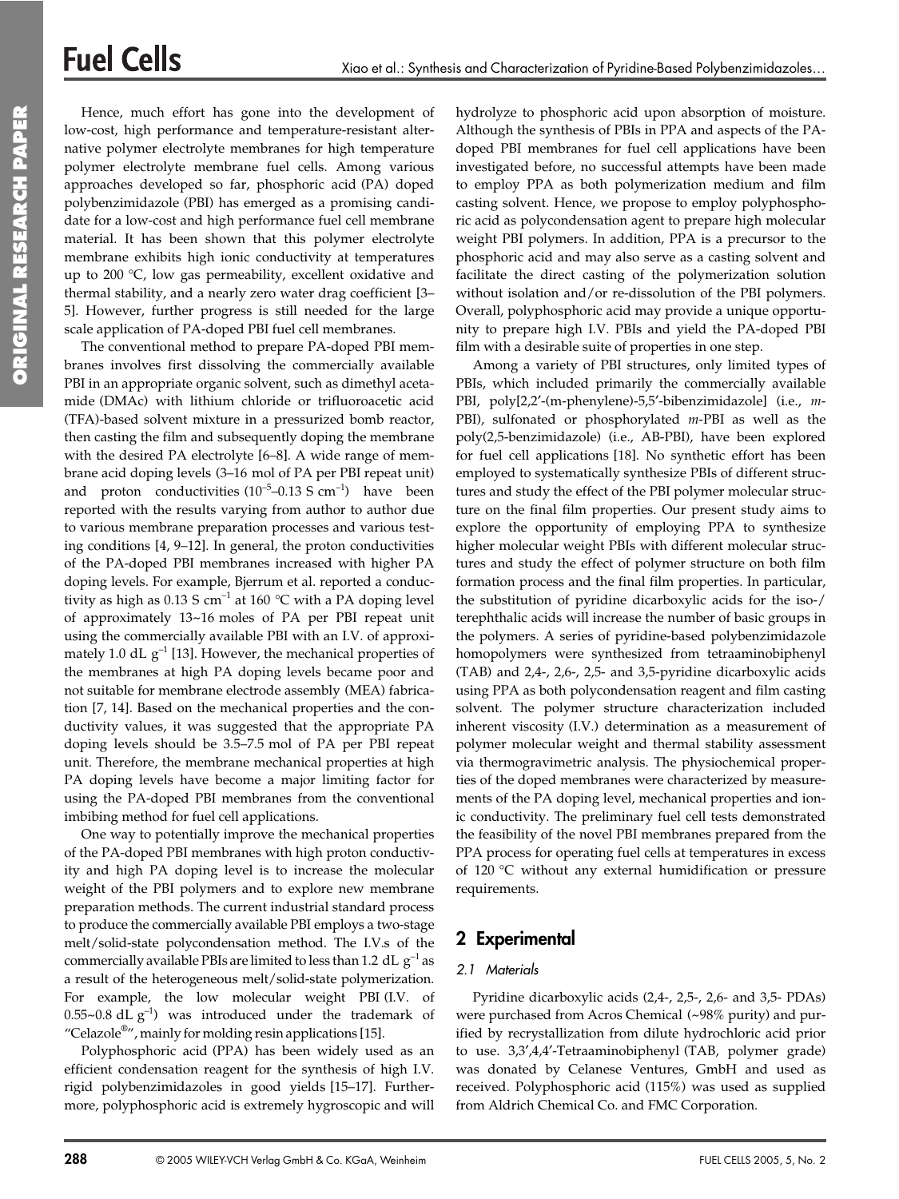Hence, much effort has gone into the development of low-cost, high performance and temperature-resistant alternative polymer electrolyte membranes for high temperature polymer electrolyte membrane fuel cells. Among various approaches developed so far, phosphoric acid (PA) doped polybenzimidazole (PBI) has emerged as a promising candidate for a low-cost and high performance fuel cell membrane material. It has been shown that this polymer electrolyte membrane exhibits high ionic conductivity at temperatures up to 200 °C, low gas permeability, excellent oxidative and thermal stability, and a nearly zero water drag coefficient [3–5]. However, further progress is still needed for the large scale application of PA-doped PBI fuel cell membranes.

The conventional method to prepare PA-doped PBI membranes involves first dissolving the commercially available PBI in an appropriate organic solvent, such as dimethyl acetamide (DMAc) with lithium chloride or trifluoroacetic acid (TFA)-based solvent mixture in a pressurized bomb reactor, then casting the film and subsequently doping the membrane with the desired PA electrolyte [6–8]. A wide range of membrane acid doping levels (3–16 mol of PA per PBI repeat unit) and proton conductivities ($10^{-5}$–0.13 S cm$^{-1}$) have been reported with the results varying from author to author due to various membrane preparation processes and various testing conditions [4, 9–12]. In general, the proton conductivities of the PA-doped PBI membranes increased with higher PA doping levels. For example, Bjerrum et al. reported a conductivity as high as 0.13 S cm$^{-1}$ at 160 °C with a PA doping level of approximately 13~16 moles of PA per PBI repeat unit using the commercially available PBI with an I.V. of approximately 1.0 dL g$^{-1}$ [13]. However, the mechanical properties of the membranes at high PA doping levels became poor and not suitable for membrane electrode assembly (MEA) fabrication [7, 14]. Based on the mechanical properties and the conductivity values, it was suggested that the appropriate PA doping levels should be 3.5–7.5 mol of PA per PBI repeat unit. Therefore, the membrane mechanical properties at high PA doping levels have become a major limiting factor for using the PA-doped PBI membranes from the conventional imbibing method for fuel cell applications.

One way to potentially improve the mechanical properties of the PA-doped PBI membranes with high proton conductivity and high PA doping level is to increase the molecular weight of the PBI polymers and to explore new membrane preparation methods. The current industrial standard process to produce the commercially available PBI employs a two-stage melt/solid-state polycondensation method. The I.V.s of the commercially available PBIs are limited to less than 1.2 dL g$^{-1}$ as a result of the heterogeneous melt/solid-state polymerization. For example, the low molecular weight PBI (I.V. of 0.55~0.8 dL g$^{-1}$) was introduced under the trademark of "Celazole®", mainly for molding resin applications [15].

Polyphosphoric acid (PPA) has been widely used as an efficient condensation reagent for the synthesis of high I.V. rigid polybenzimidazoles in good yields [15–17]. Furthermore, polyphosphoric acid is extremely hygroscopic and will hydrolyze to phosphoric acid upon absorption of moisture. Although the synthesis of PBIs in PPA and aspects of the PA-doped PBI membranes for fuel cell applications have been investigated before, no successful attempts have been made to employ PPA as both polymerization medium and film casting solvent. Hence, we propose to employ polyphosphoric acid as polycondensation agent to prepare high molecular weight PBI polymers. In addition, PPA is a precursor to the phosphoric acid and may also serve as a casting solvent and facilitate the direct casting of the polymerization solution without isolation and/or re-dissolution of the PBI polymers. Overall, polyphosphoric acid may provide a unique opportunity to prepare high I.V. PBIs and yield the PA-doped PBI film with a desirable suite of properties in one step.

Among a variety of PBI structures, only limited types of PBIs, which included primarily the commercially available PBI, poly[2,2′-(m-phenylene)-5,5′-bibenzimidazole] (i.e., *m*-PBI), sulfonated or phosphorylated *m*-PBI as well as the poly(2,5-benzimidazole) (i.e., AB-PBI), have been explored for fuel cell applications [18]. No synthetic effort has been employed to systematically synthesize PBIs of different structures and study the effect of the PBI polymer molecular structure on the final film properties. Our present study aims to explore the opportunity of employing PPA to synthesize higher molecular weight PBIs with different molecular structures and study the effect of polymer structure on both film formation process and the final film properties. In particular, the substitution of pyridine dicarboxylic acids for the iso-/terephthalic acids will increase the number of basic groups in the polymers. A series of pyridine-based polybenzimidazole homopolymers were synthesized from tetraaminobiphenyl (TAB) and 2,4-, 2,6-, 2,5- and 3,5-pyridine dicarboxylic acids using PPA as both polycondensation reagent and film casting solvent. The polymer structure characterization included inherent viscosity (I.V.) determination as a measurement of polymer molecular weight and thermal stability assessment via thermogravimetric analysis. The physiochemical properties of the doped membranes were characterized by measurements of the PA doping level, mechanical properties and ionic conductivity. The preliminary fuel cell tests demonstrated the feasibility of the novel PBI membranes prepared from the PPA process for operating fuel cells at temperatures in excess of 120 °C without any external humidification or pressure requirements.

## 2 Experimental

### 2.1 Materials

Pyridine dicarboxylic acids (2,4-, 2,5-, 2,6- and 3,5- PDAs) were purchased from Acros Chemical (~98% purity) and purified by recrystallization from dilute hydrochloric acid prior to use. 3,3′,4,4′-Tetraaminobiphenyl (TAB, polymer grade) was donated by Celanese Ventures, GmbH and used as received. Polyphosphoric acid (115%) was used as supplied from Aldrich Chemical Co. and FMC Corporation.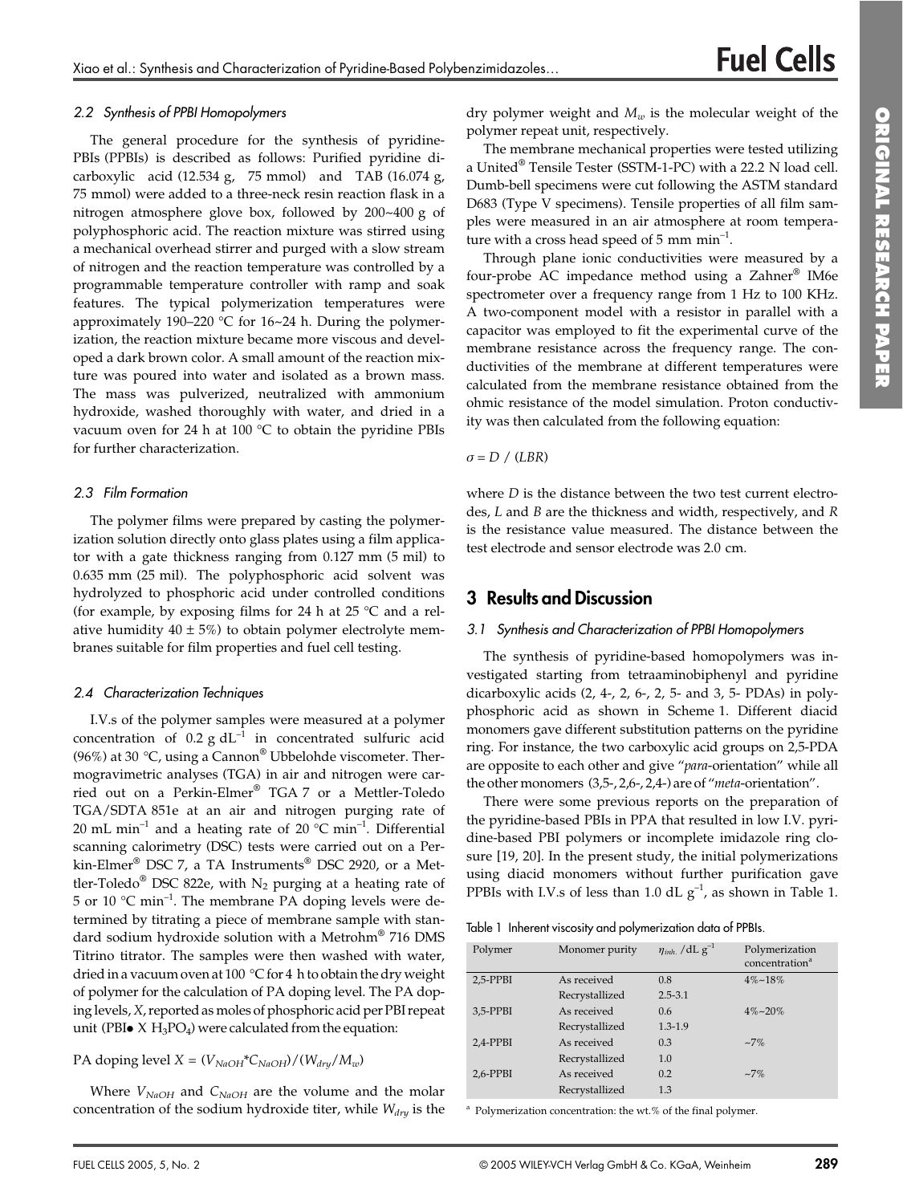### 2.2 Synthesis of PPBI Homopolymers

The general procedure for the synthesis of pyridine-PBIs (PPBIs) is described as follows: Purified pyridine dicarboxylic acid (12.534 g, 75 mmol) and TAB (16.074 g, 75 mmol) were added to a three-neck resin reaction flask in a nitrogen atmosphere glove box, followed by 200~400 g of polyphosphoric acid. The reaction mixture was stirred using a mechanical overhead stirrer and purged with a slow stream of nitrogen and the reaction temperature was controlled by a programmable temperature controller with ramp and soak features. The typical polymerization temperatures were approximately 190–220 °C for 16~24 h. During the polymerization, the reaction mixture became more viscous and developed a dark brown color. A small amount of the reaction mixture was poured into water and isolated as a brown mass. The mass was pulverized, neutralized with ammonium hydroxide, washed thoroughly with water, and dried in a vacuum oven for 24 h at 100 °C to obtain the pyridine PBIs for further characterization.

### 2.3 Film Formation

The polymer films were prepared by casting the polymerization solution directly onto glass plates using a film applicator with a gate thickness ranging from 0.127 mm (5 mil) to 0.635 mm (25 mil). The polyphosphoric acid solvent was hydrolyzed to phosphoric acid under controlled conditions (for example, by exposing films for 24 h at 25 °C and a relative humidity 40 ± 5%) to obtain polymer electrolyte membranes suitable for film properties and fuel cell testing.

### 2.4 Characterization Techniques

I.V.s of the polymer samples were measured at a polymer concentration of 0.2 g $dL^{-1}$ in concentrated sulfuric acid (96%) at 30 °C, using a Cannon® Ubbelohde viscometer. Thermogravimetric analyses (TGA) in air and nitrogen were carried out on a Perkin-Elmer® TGA 7 or a Mettler-Toledo TGA/SDTA 851e at an air and nitrogen purging rate of 20 mL $min^{-1}$ and a heating rate of 20 °C $min^{-1}$. Differential scanning calorimetry (DSC) tests were carried out on a Perkin-Elmer® DSC 7, a TA Instruments® DSC 2920, or a Mettler-Toledo® DSC 822e, with $N_2$ purging at a heating rate of 5 or 10 °C $min^{-1}$. The membrane PA doping levels were determined by titrating a piece of membrane sample with standard sodium hydroxide solution with a Metrohm® 716 DMS Titrino titrator. The samples were then washed with water, dried in a vacuum oven at 100 °C for 4 h to obtain the dry weight of polymer for the calculation of PA doping level. The PA doping levels, $X$, reported as moles of phosphoric acid per PBI repeat unit (PBI● X $H_3PO_4$) were calculated from the equation:

$$\text{PA doping level } X = (V_{NaOH} * C_{NaOH}) / (W_{dry} / M_w)$$

Where $V_{NaOH}$ and $C_{NaOH}$ are the volume and the molar concentration of the sodium hydroxide titer, while $W_{dry}$ is the dry polymer weight and $M_w$ is the molecular weight of the polymer repeat unit, respectively.

The membrane mechanical properties were tested utilizing a United® Tensile Tester (SSTM-1-PC) with a 22.2 N load cell. Dumb-bell specimens were cut following the ASTM standard D683 (Type V specimens). Tensile properties of all film samples were measured in an air atmosphere at room temperature with a cross head speed of 5 mm $min^{-1}$.

Through plane ionic conductivities were measured by a four-probe AC impedance method using a Zahner® IM6e spectrometer over a frequency range from 1 Hz to 100 KHz. A two-component model with a resistor in parallel with a capacitor was employed to fit the experimental curve of the membrane resistance across the frequency range. The conductivities of the membrane at different temperatures were calculated from the membrane resistance obtained from the ohmic resistance of the model simulation. Proton conductivity was then calculated from the following equation:

$$\sigma = D / (LBR)$$

where $D$ is the distance between the two test current electrodes, $L$ and $B$ are the thickness and width, respectively, and $R$ is the resistance value measured. The distance between the test electrode and sensor electrode was 2.0 cm.

## 3 Results and Discussion

### 3.1 Synthesis and Characterization of PPBI Homopolymers

The synthesis of pyridine-based homopolymers was investigated starting from tetraaminobiphenyl and pyridine dicarboxylic acids (2, 4-, 2, 6-, 2, 5- and 3, 5- PDAs) in polyphosphoric acid as shown in Scheme 1. Different diacid monomers gave different substitution patterns on the pyridine ring. For instance, the two carboxylic acid groups on 2,5-PDA are opposite to each other and give "*para*-orientation" while all the other monomers (3,5-, 2,6-, 2,4-) are of "*meta*-orientation".

There were some previous reports on the preparation of the pyridine-based PBIs in PPA that resulted in low I.V. pyridine-based PBI polymers or incomplete imidazole ring closure [19, 20]. In the present study, the initial polymerizations using diacid monomers without further purification gave PPBIs with I.V.s of less than 1.0 dL $g^{-1}$, as shown in Table 1.

Table 1 Inherent viscosity and polymerization data of PPBIs.

| Polymer | Monomer purity | $\eta_{inh.}$ /dL $g^{-1}$ | Polymerization concentration[a] |
|---|---|---|---|
| 2,5-PPBI | As received | 0.8 | 4%~18% |
| | Recrystallized | 2.5-3.1 | |
| 3,5-PPBI | As received | 0.6 | 4%~20% |
| | Recrystallized | 1.3-1.9 | |
| 2,4-PPBI | As received | 0.3 | ~7% |
| | Recrystallized | 1.0 | |
| 2,6-PPBI | As received | 0.2 | ~7% |
| | Recrystallized | 1.3 | |

[a] Polymerization concentration: the wt.% of the final polymer.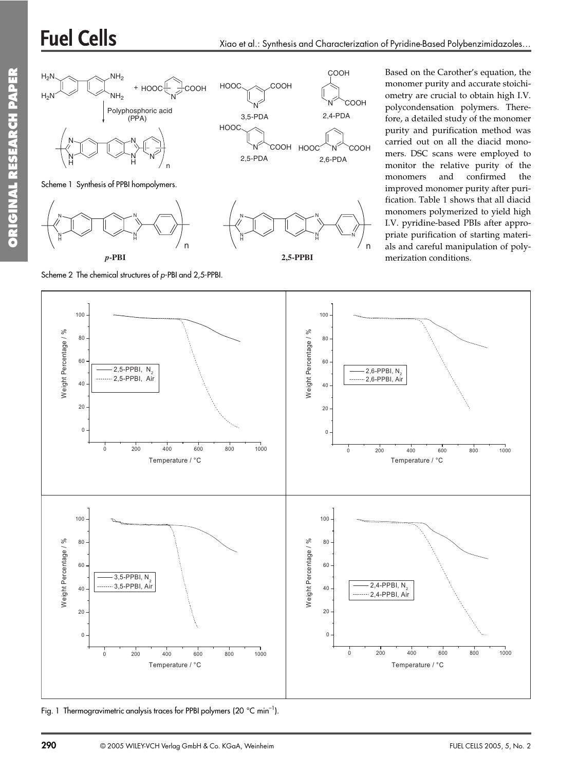Scheme 1 Synthesis of PPBI hompolymers.

Scheme 2 The chemical structures of *p*-PBI and 2,5-PPBI.

Based on the Carother's equation, the monomer purity and accurate stoichiometry are crucial to obtain high I.V. polycondensation polymers. Therefore, a detailed study of the monomer purity and purification method was carried out on all the diacid monomers. DSC scans were employed to monitor the relative purity of the monomers and confirmed the improved monomer purity after purification. Table 1 shows that all diacid monomers polymerized to yield high I.V. pyridine-based PBIs after appropriate purification of starting materials and careful manipulation of polymerization conditions.

Fig. 1 Thermogravimetric analysis traces for PPBI polymers (20 °C $min^{-1}$).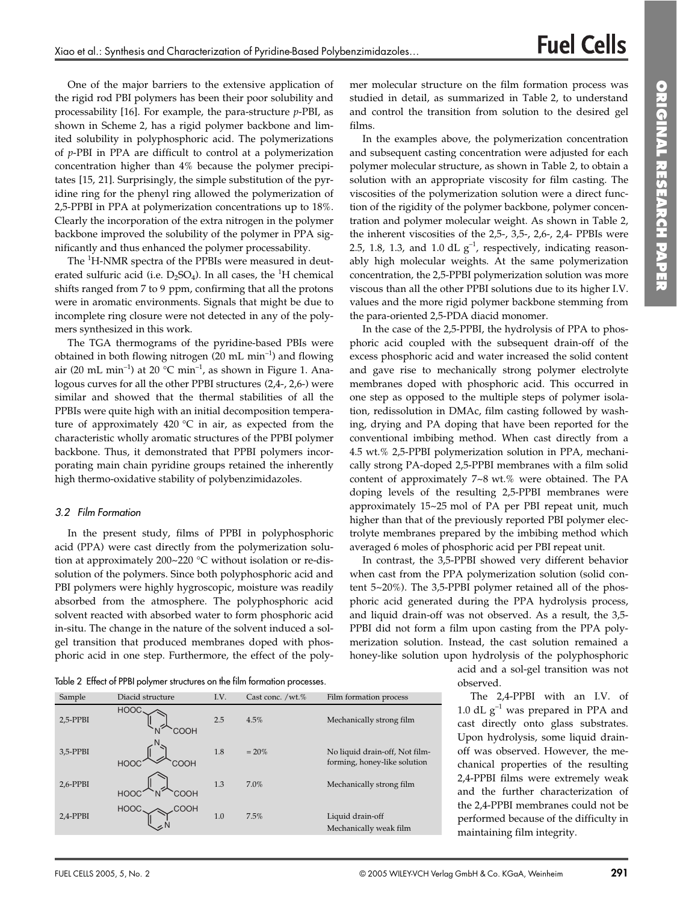One of the major barriers to the extensive application of the rigid rod PBI polymers has been their poor solubility and processability [16]. For example, the para-structure *p*-PBI, as shown in Scheme 2, has a rigid polymer backbone and limited solubility in polyphosphoric acid. The polymerizations of *p*-PBI in PPA are difficult to control at a polymerization concentration higher than 4% because the polymer precipitates [15, 21]. Surprisingly, the simple substitution of the pyridine ring for the phenyl ring allowed the polymerization of 2,5-PPBI in PPA at polymerization concentrations up to 18%. Clearly the incorporation of the extra nitrogen in the polymer backbone improved the solubility of the polymer in PPA significantly and thus enhanced the polymer processability.

The $^1$H-NMR spectra of the PPBIs were measured in deuterated sulfuric acid (i.e. $D_2SO_4$). In all cases, the $^1$H chemical shifts ranged from 7 to 9 ppm, confirming that all the protons were in aromatic environments. Signals that might be due to incomplete ring closure were not detected in any of the polymers synthesized in this work.

The TGA thermograms of the pyridine-based PBIs were obtained in both flowing nitrogen (20 mL min$^{-1}$) and flowing air (20 mL min$^{-1}$) at 20 °C min$^{-1}$, as shown in Figure 1. Analogous curves for all the other PPBI structures (2,4-, 2,6-) were similar and showed that the thermal stabilities of all the PPBIs were quite high with an initial decomposition temperature of approximately 420 °C in air, as expected from the characteristic wholly aromatic structures of the PPBI polymer backbone. Thus, it demonstrated that PPBI polymers incorporating main chain pyridine groups retained the inherently high thermo-oxidative stability of polybenzimidazoles.

### 3.2 Film Formation

In the present study, films of PPBI in polyphosphoric acid (PPA) were cast directly from the polymerization solution at approximately 200~220 °C without isolation or re-dissolution of the polymers. Since both polyphosphoric acid and PBI polymers were highly hygroscopic, moisture was readily absorbed from the atmosphere. The polyphosphoric acid solvent reacted with absorbed water to form phosphoric acid in-situ. The change in the nature of the solvent induced a sol-gel transition that produced membranes doped with phosphoric acid in one step. Furthermore, the effect of the polymer molecular structure on the film formation process was studied in detail, as summarized in Table 2, to understand and control the transition from solution to the desired gel films.

In the examples above, the polymerization concentration and subsequent casting concentration were adjusted for each polymer molecular structure, as shown in Table 2, to obtain a solution with an appropriate viscosity for film casting. The viscosities of the polymerization solution were a direct function of the rigidity of the polymer backbone, polymer concentration and polymer molecular weight. As shown in Table 2, the inherent viscosities of the 2,5-, 3,5-, 2,6-, 2,4- PPBIs were 2.5, 1.8, 1.3, and 1.0 dL g$^{-1}$, respectively, indicating reasonably high molecular weights. At the same polymerization concentration, the 2,5-PPBI polymerization solution was more viscous than all the other PPBI solutions due to its higher I.V. values and the more rigid polymer backbone stemming from the para-oriented 2,5-PDA diacid monomer.

In the case of the 2,5-PPBI, the hydrolysis of PPA to phosphoric acid coupled with the subsequent drain-off of the excess phosphoric acid and water increased the solid content and gave rise to mechanically strong polymer electrolyte membranes doped with phosphoric acid. This occurred in one step as opposed to the multiple steps of polymer isolation, redissolution in DMAc, film casting followed by washing, drying and PA doping that have been reported for the conventional imbibing method. When cast directly from a 4.5 wt.% 2,5-PPBI polymerization solution in PPA, mechanically strong PA-doped 2,5-PPBI membranes with a film solid content of approximately 7~8 wt.% were obtained. The PA doping levels of the resulting 2,5-PPBI membranes were approximately 15~25 mol of PA per PBI repeat unit, much higher than that of the previously reported PBI polymer electrolyte membranes prepared by the imbibing method which averaged 6 moles of phosphoric acid per PBI repeat unit.

In contrast, the 3,5-PPBI showed very different behavior when cast from the PPA polymerization solution (solid content 5~20%). The 3,5-PPBI polymer retained all of the phosphoric acid generated during the PPA hydrolysis process, and liquid drain-off was not observed. As a result, the 3,5-PPBI did not form a film upon casting from the PPA polymerization solution. Instead, the cast solution remained a honey-like solution upon hydrolysis of the polyphosphoric acid and a sol-gel transition was not observed.

The 2,4-PPBI with an I.V. of 1.0 dL g$^{-1}$ was prepared in PPA and cast directly onto glass substrates. Upon hydrolysis, some liquid drain-off was observed. However, the mechanical properties of the resulting 2,4-PPBI films were extremely weak and the further characterization of the 2,4-PPBI membranes could not be performed because of the difficulty in maintaining film integrity.

Table 2 Effect of PPBI polymer structures on the film formation processes.

| Sample | Diacid structure | I.V. | Cast conc. /wt.% | Film formation process |
|---|---|---|---|---|
| 2,5-PPBI | (pyridine-2,5-dicarboxylic acid) | 2.5 | 4.5% | Mechanically strong film |
| 3,5-PPBI | (pyridine-3,5-dicarboxylic acid) | 1.8 | = 20% | No liquid drain-off, Not film-forming, honey-like solution |
| 2,6-PPBI | (pyridine-2,6-dicarboxylic acid) | 1.3 | 7.0% | Mechanically strong film |
| 2,4-PPBI | (pyridine-2,4-dicarboxylic acid) | 1.0 | 7.5% | Liquid drain-off Mechanically weak film |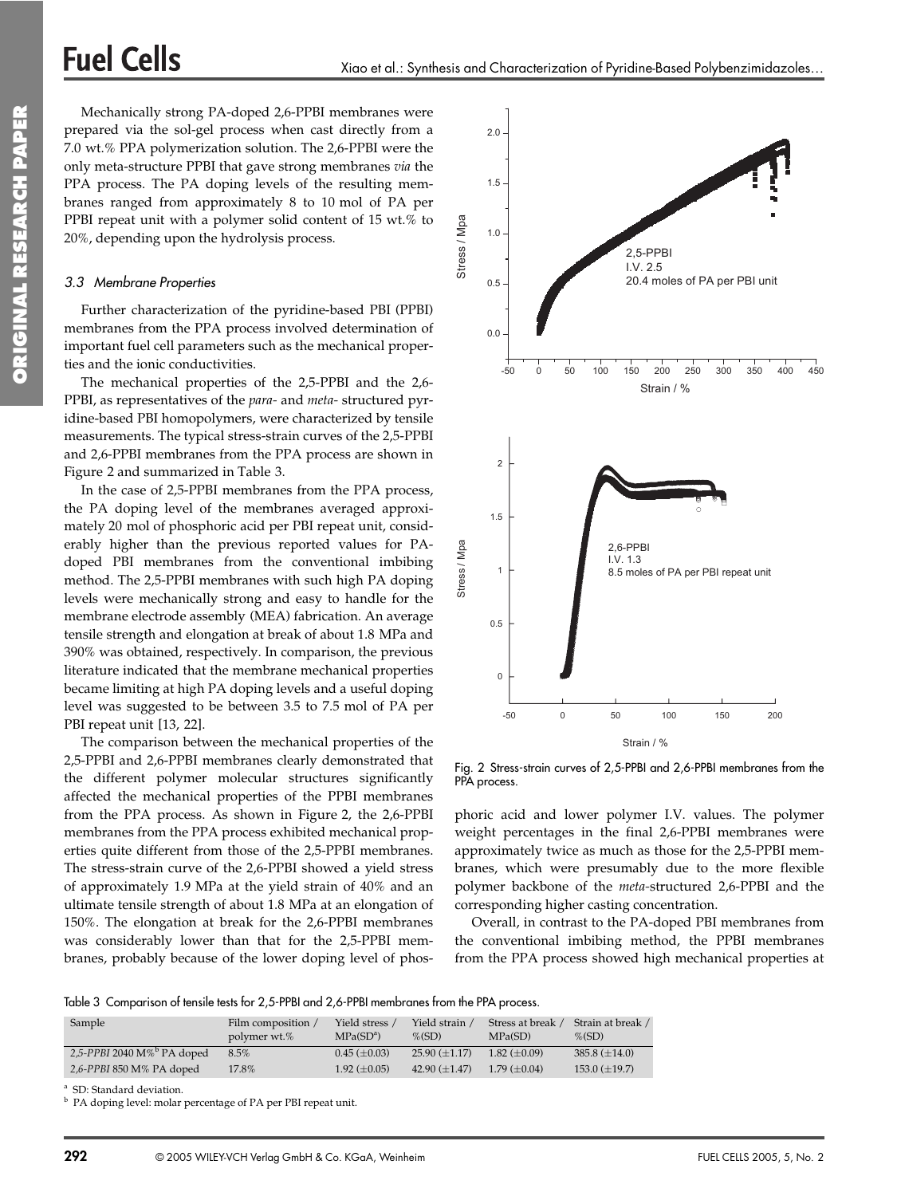Mechanically strong PA-doped 2,6-PPBI membranes were prepared via the sol-gel process when cast directly from a 7.0 wt.% PPA polymerization solution. The 2,6-PPBI were the only meta-structure PPBI that gave strong membranes *via* the PPA process. The PA doping levels of the resulting membranes ranged from approximately 8 to 10 mol of PA per PPBI repeat unit with a polymer solid content of 15 wt.% to 20%, depending upon the hydrolysis process.

### 3.3 Membrane Properties

Further characterization of the pyridine-based PBI (PPBI) membranes from the PPA process involved determination of important fuel cell parameters such as the mechanical properties and the ionic conductivities.

The mechanical properties of the 2,5-PPBI and the 2,6-PPBI, as representatives of the *para-* and *meta-* structured pyridine-based PBI homopolymers, were characterized by tensile measurements. The typical stress-strain curves of the 2,5-PPBI and 2,6-PPBI membranes from the PPA process are shown in Figure 2 and summarized in Table 3.

In the case of 2,5-PPBI membranes from the PPA process, the PA doping level of the membranes averaged approximately 20 mol of phosphoric acid per PBI repeat unit, considerably higher than the previous reported values for PA-doped PBI membranes from the conventional imbibing method. The 2,5-PPBI membranes with such high PA doping levels were mechanically strong and easy to handle for the membrane electrode assembly (MEA) fabrication. An average tensile strength and elongation at break of about 1.8 MPa and 390% was obtained, respectively. In comparison, the previous literature indicated that the membrane mechanical properties became limiting at high PA doping levels and a useful doping level was suggested to be between 3.5 to 7.5 mol of PA per PBI repeat unit [13, 22].

The comparison between the mechanical properties of the 2,5-PPBI and 2,6-PPBI membranes clearly demonstrated that the different polymer molecular structures significantly affected the mechanical properties of the PPBI membranes from the PPA process. As shown in Figure 2, the 2,6-PPBI membranes from the PPA process exhibited mechanical properties quite different from those of the 2,5-PPBI membranes. The stress-strain curve of the 2,6-PPBI showed a yield stress of approximately 1.9 MPa at the yield strain of 40% and an ultimate tensile strength of about 1.8 MPa at an elongation of 150%. The elongation at break for the 2,6-PPBI membranes was considerably lower than that for the 2,5-PPBI membranes, probably because of the lower doping level of phosphoric acid and lower polymer I.V. values. The polymer weight percentages in the final 2,6-PPBI membranes were approximately twice as much as those for the 2,5-PPBI membranes, which were presumably due to the more flexible polymer backbone of the *meta*-structured 2,6-PPBI and the corresponding higher casting concentration.

Fig. 2 Stress-strain curves of 2,5-PPBI and 2,6-PPBI membranes from the PPA process.

Overall, in contrast to the PA-doped PBI membranes from the conventional imbibing method, the PPBI membranes from the PPA process showed high mechanical properties at

Table 3 Comparison of tensile tests for 2,5-PPBI and 2,6-PPBI membranes from the PPA process.

| Sample | Film composition / polymer wt.% | Yield stress / MPa(SD[a]) | Yield strain / %(SD) | Stress at break / MPa(SD) | Strain at break / %(SD) |
|---|---|---|---|---|---|
| *2,5-PPBI* 2040 M%[b] PA doped | 8.5% | 0.45 (±0.03) | 25.90 (±1.17) | 1.82 (±0.09) | 385.8 (±14.0) |
| *2,6-PPBI* 850 M% PA doped | 17.8% | 1.92 (±0.05) | 42.90 (±1.47) | 1.79 (±0.04) | 153.0 (±19.7) |

[a] SD: Standard deviation.

[b] PA doping level: molar percentage of PA per PBI repeat unit.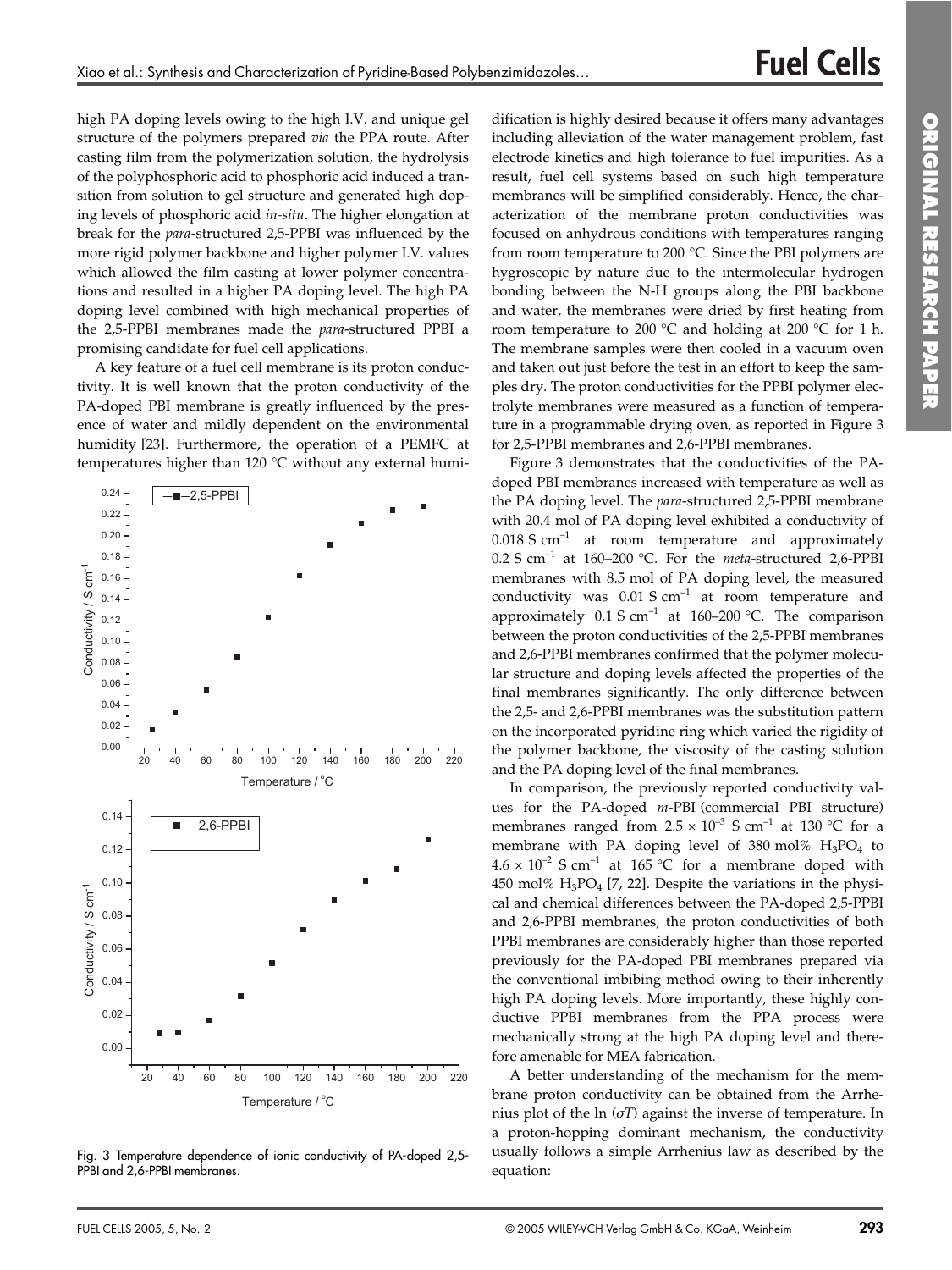high PA doping levels owing to the high I.V. and unique gel structure of the polymers prepared *via* the PPA route. After casting film from the polymerization solution, the hydrolysis of the polyphosphoric acid to phosphoric acid induced a transition from solution to gel structure and generated high doping levels of phosphoric acid *in-situ*. The higher elongation at break for the *para*-structured 2,5-PPBI was influenced by the more rigid polymer backbone and higher polymer I.V. values which allowed the film casting at lower polymer concentrations and resulted in a higher PA doping level. The high PA doping level combined with high mechanical properties of the 2,5-PPBI membranes made the *para*-structured PPBI a promising candidate for fuel cell applications.

A key feature of a fuel cell membrane is its proton conductivity. It is well known that the proton conductivity of the PA-doped PBI membrane is greatly influenced by the presence of water and mildly dependent on the environmental humidity [23]. Furthermore, the operation of a PEMFC at temperatures higher than 120 °C without any external humidification is highly desired because it offers many advantages including alleviation of the water management problem, fast electrode kinetics and high tolerance to fuel impurities. As a result, fuel cell systems based on such high temperature membranes will be simplified considerably. Hence, the characterization of the membrane proton conductivities was focused on anhydrous conditions with temperatures ranging from room temperature to 200 °C. Since the PBI polymers are hygroscopic by nature due to the intermolecular hydrogen bonding between the N-H groups along the PBI backbone and water, the membranes were dried by first heating from room temperature to 200 °C and holding at 200 °C for 1 h. The membrane samples were then cooled in a vacuum oven and taken out just before the test in an effort to keep the samples dry. The proton conductivities for the PPBI polymer electrolyte membranes were measured as a function of temperature in a programmable drying oven, as reported in Figure 3 for 2,5-PPBI membranes and 2,6-PPBI membranes.

Fig. 3 Temperature dependence of ionic conductivity of PA-doped 2,5-PPBI and 2,6-PPBI membranes.

Figure 3 demonstrates that the conductivities of the PA-doped PBI membranes increased with temperature as well as the PA doping level. The *para*-structured 2,5-PPBI membrane with 20.4 mol of PA doping level exhibited a conductivity of 0.018 S cm$^{-1}$ at room temperature and approximately 0.2 S cm$^{-1}$ at 160–200 °C. For the *meta*-structured 2,6-PPBI membranes with 8.5 mol of PA doping level, the measured conductivity was 0.01 S cm$^{-1}$ at room temperature and approximately 0.1 S cm$^{-1}$ at 160–200 °C. The comparison between the proton conductivities of the 2,5-PPBI membranes and 2,6-PPBI membranes confirmed that the polymer molecular structure and doping levels affected the properties of the final membranes significantly. The only difference between the 2,5- and 2,6-PPBI membranes was the substitution pattern on the incorporated pyridine ring which varied the rigidity of the polymer backbone, the viscosity of the casting solution and the PA doping level of the final membranes.

In comparison, the previously reported conductivity values for the PA-doped *m*-PBI (commercial PBI structure) membranes ranged from $2.5 \times 10^{-3}$ S cm$^{-1}$ at 130 °C for a membrane with PA doping level of 380 mol% $H_3PO_4$ to $4.6 \times 10^{-2}$ S cm$^{-1}$ at 165 °C for a membrane doped with 450 mol% $H_3PO_4$ [7, 22]. Despite the variations in the physical and chemical differences between the PA-doped 2,5-PPBI and 2,6-PPBI membranes, the proton conductivities of both PPBI membranes are considerably higher than those reported previously for the PA-doped PBI membranes prepared via the conventional imbibing method owing to their inherently high PA doping levels. More importantly, these highly conductive PPBI membranes from the PPA process were mechanically strong at the high PA doping level and therefore amenable for MEA fabrication.

A better understanding of the mechanism for the membrane proton conductivity can be obtained from the Arrhenius plot of the ln ($\sigma T$) against the inverse of temperature. In a proton-hopping dominant mechanism, the conductivity usually follows a simple Arrhenius law as described by the equation: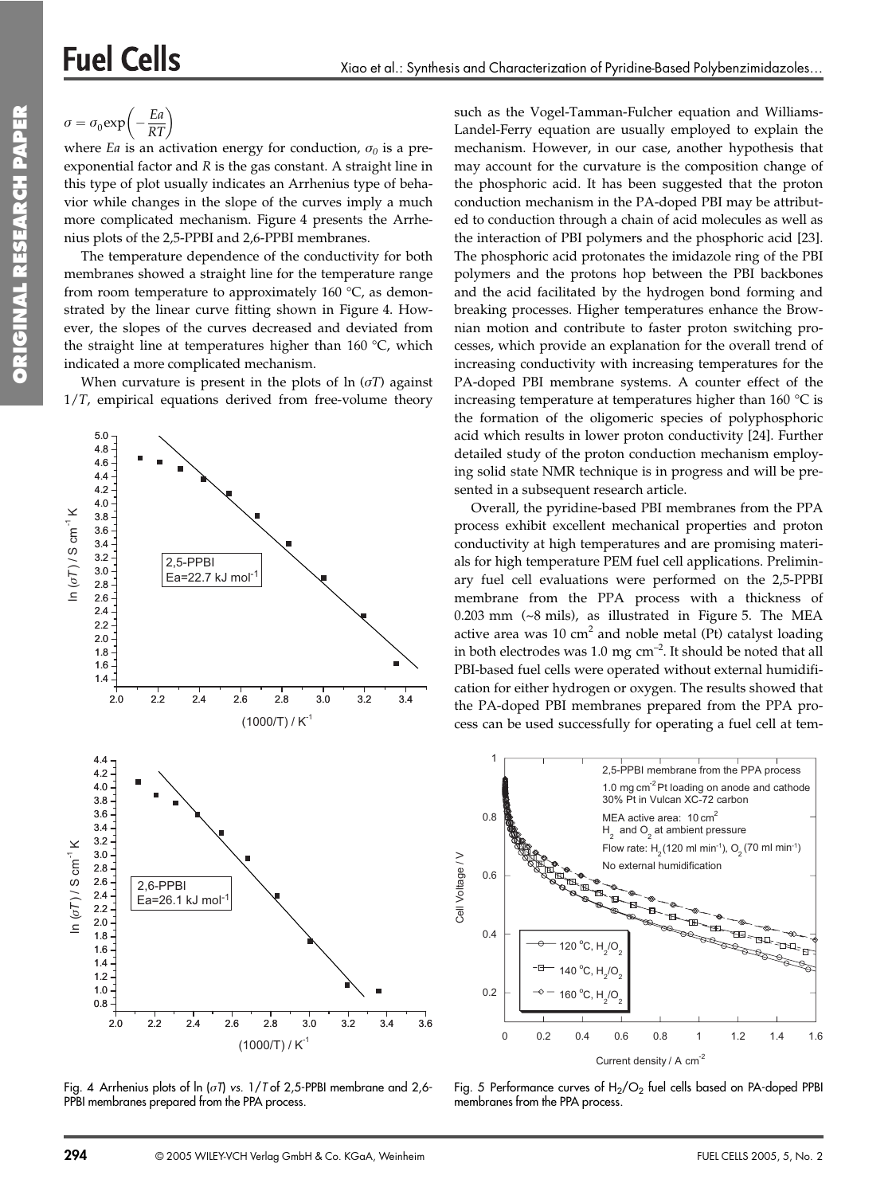$$\sigma = \sigma_0 \exp\left(-\frac{Ea}{RT}\right)$$

where *Ea* is an activation energy for conduction, $\sigma_0$ is a pre-exponential factor and *R* is the gas constant. A straight line in this type of plot usually indicates an Arrhenius type of behavior while changes in the slope of the curves imply a much more complicated mechanism. Figure 4 presents the Arrhenius plots of the 2,5-PPBI and 2,6-PPBI membranes.

The temperature dependence of the conductivity for both membranes showed a straight line for the temperature range from room temperature to approximately 160 °C, as demonstrated by the linear curve fitting shown in Figure 4. However, the slopes of the curves decreased and deviated from the straight line at temperatures higher than 160 °C, which indicated a more complicated mechanism.

When curvature is present in the plots of ln ($\sigma T$) against $1/T$, empirical equations derived from free-volume theory such as the Vogel-Tamman-Fulcher equation and Williams-Landel-Ferry equation are usually employed to explain the mechanism. However, in our case, another hypothesis that may account for the curvature is the composition change of the phosphoric acid. It has been suggested that the proton conduction mechanism in the PA-doped PBI may be attributed to conduction through a chain of acid molecules as well as the interaction of PBI polymers and the phosphoric acid [23]. The phosphoric acid protonates the imidazole ring of the PBI polymers and the protons hop between the PBI backbones and the acid facilitated by the hydrogen bond forming and breaking processes. Higher temperatures enhance the Brownian motion and contribute to faster proton switching processes, which provide an explanation for the overall trend of increasing conductivity with increasing temperatures for the PA-doped PBI membrane systems. A counter effect of the increasing temperature at temperatures higher than 160 °C is the formation of the oligomeric species of polyphosphoric acid which results in lower proton conductivity [24]. Further detailed study of the proton conduction mechanism employing solid state NMR technique is in progress and will be presented in a subsequent research article.

Overall, the pyridine-based PBI membranes from the PPA process exhibit excellent mechanical properties and proton conductivity at high temperatures and are promising materials for high temperature PEM fuel cell applications. Preliminary fuel cell evaluations were performed on the 2,5-PPBI membrane from the PPA process with a thickness of 0.203 mm (~8 mils), as illustrated in Figure 5. The MEA active area was 10 cm$^2$ and noble metal (Pt) catalyst loading in both electrodes was 1.0 mg cm$^{-2}$. It should be noted that all PBI-based fuel cells were operated without external humidification for either hydrogen or oxygen. The results showed that the PA-doped PBI membranes prepared from the PPA process can be used successfully for operating a fuel cell at tem-

Fig. 4 Arrhenius plots of ln ($\sigma T$) *vs.* $1/T$ of 2,5-PPBI membrane and 2,6-PPBI membranes prepared from the PPA process.

Fig. 5 Performance curves of $H_2/O_2$ fuel cells based on PA-doped PPBI membranes from the PPA process.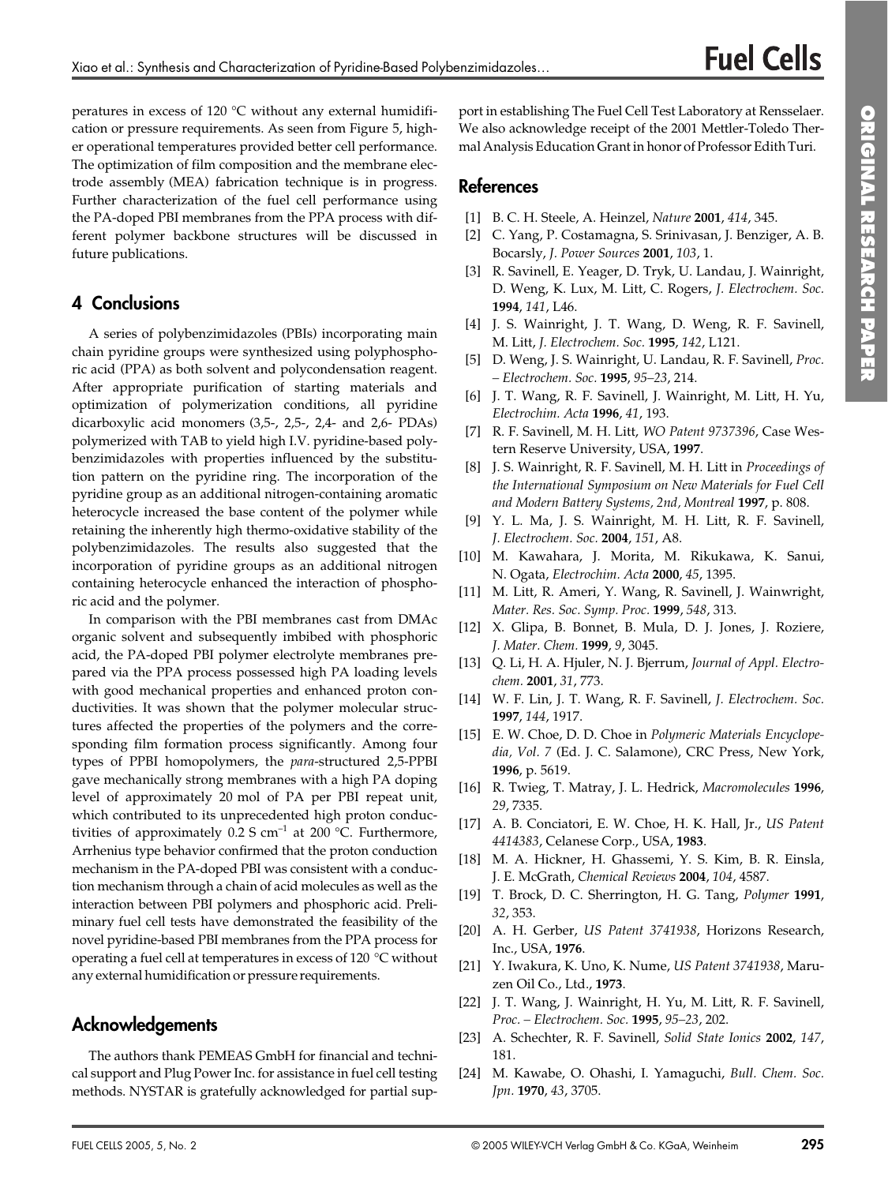peratures in excess of 120 °C without any external humidification or pressure requirements. As seen from Figure 5, higher operational temperatures provided better cell performance. The optimization of film composition and the membrane electrode assembly (MEA) fabrication technique is in progress. Further characterization of the fuel cell performance using the PA-doped PBI membranes from the PPA process with different polymer backbone structures will be discussed in future publications.

## 4 Conclusions

A series of polybenzimidazoles (PBIs) incorporating main chain pyridine groups were synthesized using polyphosphoric acid (PPA) as both solvent and polycondensation reagent. After appropriate purification of starting materials and optimization of polymerization conditions, all pyridine dicarboxylic acid monomers (3,5-, 2,5-, 2,4- and 2,6- PDAs) polymerized with TAB to yield high I.V. pyridine-based polybenzimidazoles with properties influenced by the substitution pattern on the pyridine ring. The incorporation of the pyridine group as an additional nitrogen-containing aromatic heterocycle increased the base content of the polymer while retaining the inherently high thermo-oxidative stability of the polybenzimidazoles. The results also suggested that the incorporation of pyridine groups as an additional nitrogen containing heterocycle enhanced the interaction of phosphoric acid and the polymer.

In comparison with the PBI membranes cast from DMAc organic solvent and subsequently imbibed with phosphoric acid, the PA-doped PBI polymer electrolyte membranes prepared via the PPA process possessed high PA loading levels with good mechanical properties and enhanced proton conductivities. It was shown that the polymer molecular structures affected the properties of the polymers and the corresponding film formation process significantly. Among four types of PPBI homopolymers, the *para*-structured 2,5-PPBI gave mechanically strong membranes with a high PA doping level of approximately 20 mol of PA per PBI repeat unit, which contributed to its unprecedented high proton conductivities of approximately 0.2 S $cm^{-1}$ at 200 °C. Furthermore, Arrhenius type behavior confirmed that the proton conduction mechanism in the PA-doped PBI was consistent with a conduction mechanism through a chain of acid molecules as well as the interaction between PBI polymers and phosphoric acid. Preliminary fuel cell tests have demonstrated the feasibility of the novel pyridine-based PBI membranes from the PPA process for operating a fuel cell at temperatures in excess of 120 °C without any external humidification or pressure requirements.

## Acknowledgements

The authors thank PEMEAS GmbH for financial and technical support and Plug Power Inc. for assistance in fuel cell testing methods. NYSTAR is gratefully acknowledged for partial support in establishing The Fuel Cell Test Laboratory at Rensselaer. We also acknowledge receipt of the 2001 Mettler-Toledo Thermal Analysis Education Grant in honor of Professor Edith Turi.

## References

[1] B. C. H. Steele, A. Heinzel, *Nature* **2001**, *414*, 345.

[2] C. Yang, P. Costamagna, S. Srinivasan, J. Benziger, A. B. Bocarsly, *J. Power Sources* **2001**, *103*, 1.

[3] R. Savinell, E. Yeager, D. Tryk, U. Landau, J. Wainright, D. Weng, K. Lux, M. Litt, C. Rogers, *J. Electrochem. Soc.* **1994**, *141*, L46.

[4] J. S. Wainright, J. T. Wang, D. Weng, R. F. Savinell, M. Litt, *J. Electrochem. Soc.* **1995**, *142*, L121.

[5] D. Weng, J. S. Wainright, U. Landau, R. F. Savinell, *Proc. – Electrochem. Soc.* **1995**, *95–23*, 214.

[6] J. T. Wang, R. F. Savinell, J. Wainright, M. Litt, H. Yu, *Electrochim. Acta* **1996**, *41*, 193.

[7] R. F. Savinell, M. H. Litt, *WO Patent 9737396*, Case Western Reserve University, USA, **1997**.

[8] J. S. Wainright, R. F. Savinell, M. H. Litt in *Proceedings of the International Symposium on New Materials for Fuel Cell and Modern Battery Systems, 2nd, Montreal* **1997**, p. 808.

[9] Y. L. Ma, J. S. Wainright, M. H. Litt, R. F. Savinell, *J. Electrochem. Soc.* **2004**, *151*, A8.

[10] M. Kawahara, J. Morita, M. Rikukawa, K. Sanui, N. Ogata, *Electrochim. Acta* **2000**, *45*, 1395.

[11] M. Litt, R. Ameri, Y. Wang, R. Savinell, J. Wainwright, *Mater. Res. Soc. Symp. Proc.* **1999**, *548*, 313.

[12] X. Glipa, B. Bonnet, B. Mula, D. J. Jones, J. Roziere, *J. Mater. Chem.* **1999**, *9*, 3045.

[13] Q. Li, H. A. Hjuler, N. J. Bjerrum, *Journal of Appl. Electrochem.* **2001**, *31*, 773.

[14] W. F. Lin, J. T. Wang, R. F. Savinell, *J. Electrochem. Soc.* **1997**, *144*, 1917.

[15] E. W. Choe, D. D. Choe in *Polymeric Materials Encyclopedia, Vol. 7* (Ed. J. C. Salamone), CRC Press, New York, **1996**, p. 5619.

[16] R. Twieg, T. Matray, J. L. Hedrick, *Macromolecules* **1996**, *29*, 7335.

[17] A. B. Conciatori, E. W. Choe, H. K. Hall, Jr., *US Patent 4414383*, Celanese Corp., USA, **1983**.

[18] M. A. Hickner, H. Ghassemi, Y. S. Kim, B. R. Einsla, J. E. McGrath, *Chemical Reviews* **2004**, *104*, 4587.

[19] T. Brock, D. C. Sherrington, H. G. Tang, *Polymer* **1991**, *32*, 353.

[20] A. H. Gerber, *US Patent 3741938*, Horizons Research, Inc., USA, **1976**.

[21] Y. Iwakura, K. Uno, K. Nume, *US Patent 3741938*, Maruzen Oil Co., Ltd., **1973**.

[22] J. T. Wang, J. Wainright, H. Yu, M. Litt, R. F. Savinell, *Proc. – Electrochem. Soc.* **1995**, *95–23*, 202.

[23] A. Schechter, R. F. Savinell, *Solid State Ionics* **2002**, *147*, 181.

[24] M. Kawabe, O. Ohashi, I. Yamaguchi, *Bull. Chem. Soc. Jpn.* **1970**, *43*, 3705.